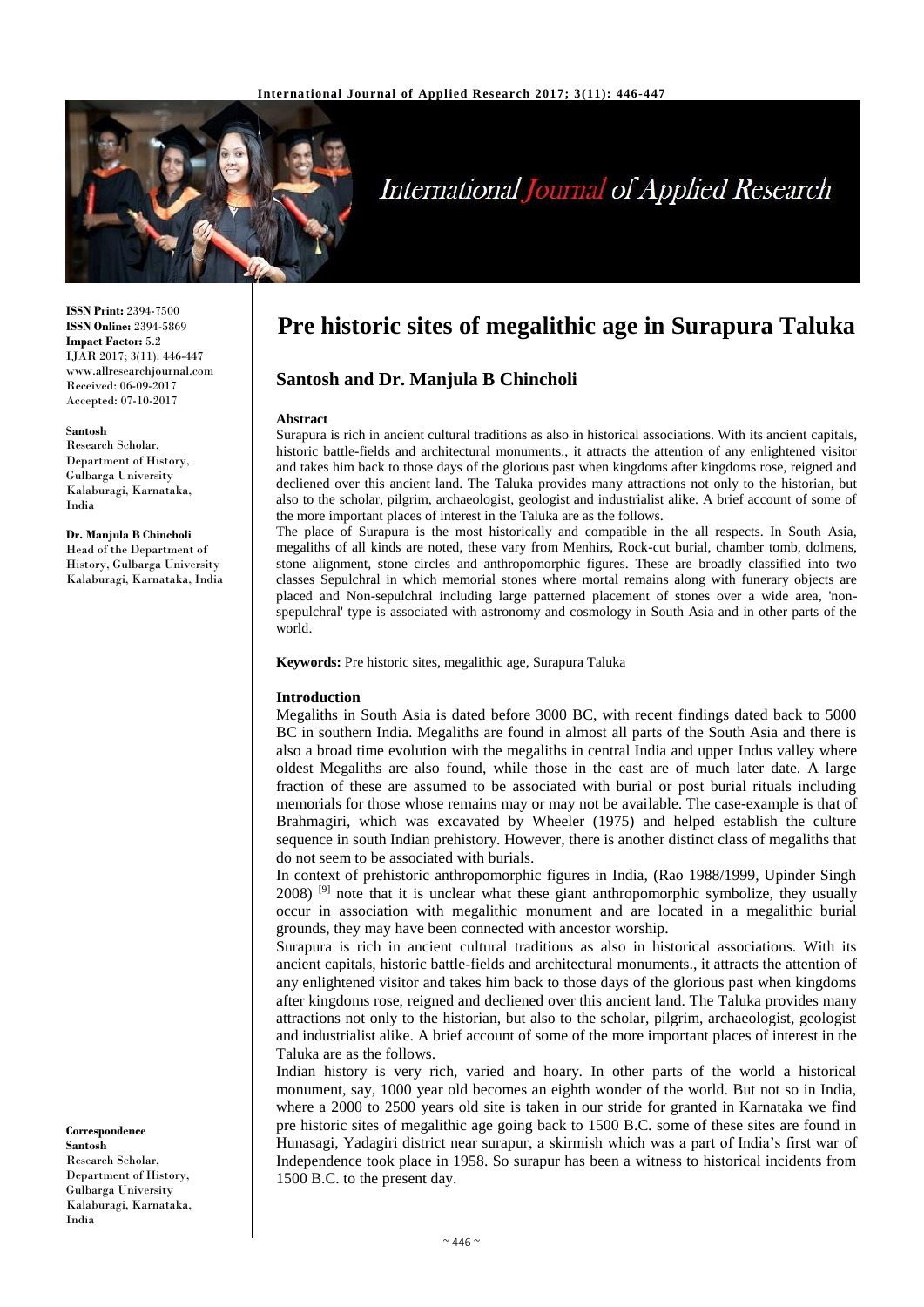**ISSN Print:** 2394-7500
**ISSN Online:** 2394-5869
**Impact Factor:** 5.2
IJAR 2017; 3(11): 446-447
www.allresearchjournal.com
Received: 06-09-2017
Accepted: 07-10-2017

**Santosh**
Research Scholar, Department of History, Gulbarga University Kalaburagi, Karnataka, India

**Dr. Manjula B Chincholi**
Head of the Department of History, Gulbarga University Kalaburagi, Karnataka, India

**Correspondence**
**Santosh**
Research Scholar, Department of History, Gulbarga University Kalaburagi, Karnataka, India

# Pre historic sites of megalithic age in Surapura Taluka

## Santosh and Dr. Manjula B Chincholi

### Abstract

Surapura is rich in ancient cultural traditions as also in historical associations. With its ancient capitals, historic battle-fields and architectural monuments., it attracts the attention of any enlightened visitor and takes him back to those days of the glorious past when kingdoms after kingdoms rose, reigned and decliened over this ancient land. The Taluka provides many attractions not only to the historian, but also to the scholar, pilgrim, archaeologist, geologist and industrialist alike. A brief account of some of the more important places of interest in the Taluka are as the follows.

The place of Surapura is the most historically and compatible in the all respects. In South Asia, megaliths of all kinds are noted, these vary from Menhirs, Rock-cut burial, chamber tomb, dolmens, stone alignment, stone circles and anthropomorphic figures. These are broadly classified into two classes Sepulchral in which memorial stones where mortal remains along with funerary objects are placed and Non-sepulchral including large patterned placement of stones over a wide area, 'non-spepulchral' type is associated with astronomy and cosmology in South Asia and in other parts of the world.

**Keywords:** Pre historic sites, megalithic age, Surapura Taluka

### Introduction

Megaliths in South Asia is dated before 3000 BC, with recent findings dated back to 5000 BC in southern India. Megaliths are found in almost all parts of the South Asia and there is also a broad time evolution with the megaliths in central India and upper Indus valley where oldest Megaliths are also found, while those in the east are of much later date. A large fraction of these are assumed to be associated with burial or post burial rituals including memorials for those whose remains may or may not be available. The case-example is that of Brahmagiri, which was excavated by Wheeler (1975) and helped establish the culture sequence in south Indian prehistory. However, there is another distinct class of megaliths that do not seem to be associated with burials.

In context of prehistoric anthropomorphic figures in India, (Rao 1988/1999, Upinder Singh 2008) [9] note that it is unclear what these giant anthropomorphic symbolize, they usually occur in association with megalithic monument and are located in a megalithic burial grounds, they may have been connected with ancestor worship.

Surapura is rich in ancient cultural traditions as also in historical associations. With its ancient capitals, historic battle-fields and architectural monuments., it attracts the attention of any enlightened visitor and takes him back to those days of the glorious past when kingdoms after kingdoms rose, reigned and decliened over this ancient land. The Taluka provides many attractions not only to the historian, but also to the scholar, pilgrim, archaeologist, geologist and industrialist alike. A brief account of some of the more important places of interest in the Taluka are as the follows.

Indian history is very rich, varied and hoary. In other parts of the world a historical monument, say, 1000 year old becomes an eighth wonder of the world. But not so in India, where a 2000 to 2500 years old site is taken in our stride for granted in Karnataka we find pre historic sites of megalithic age going back to 1500 B.C. some of these sites are found in Hunasagi, Yadagiri district near surapur, a skirmish which was a part of India's first war of Independence took place in 1958. So surapur has been a witness to historical incidents from 1500 B.C. to the present day.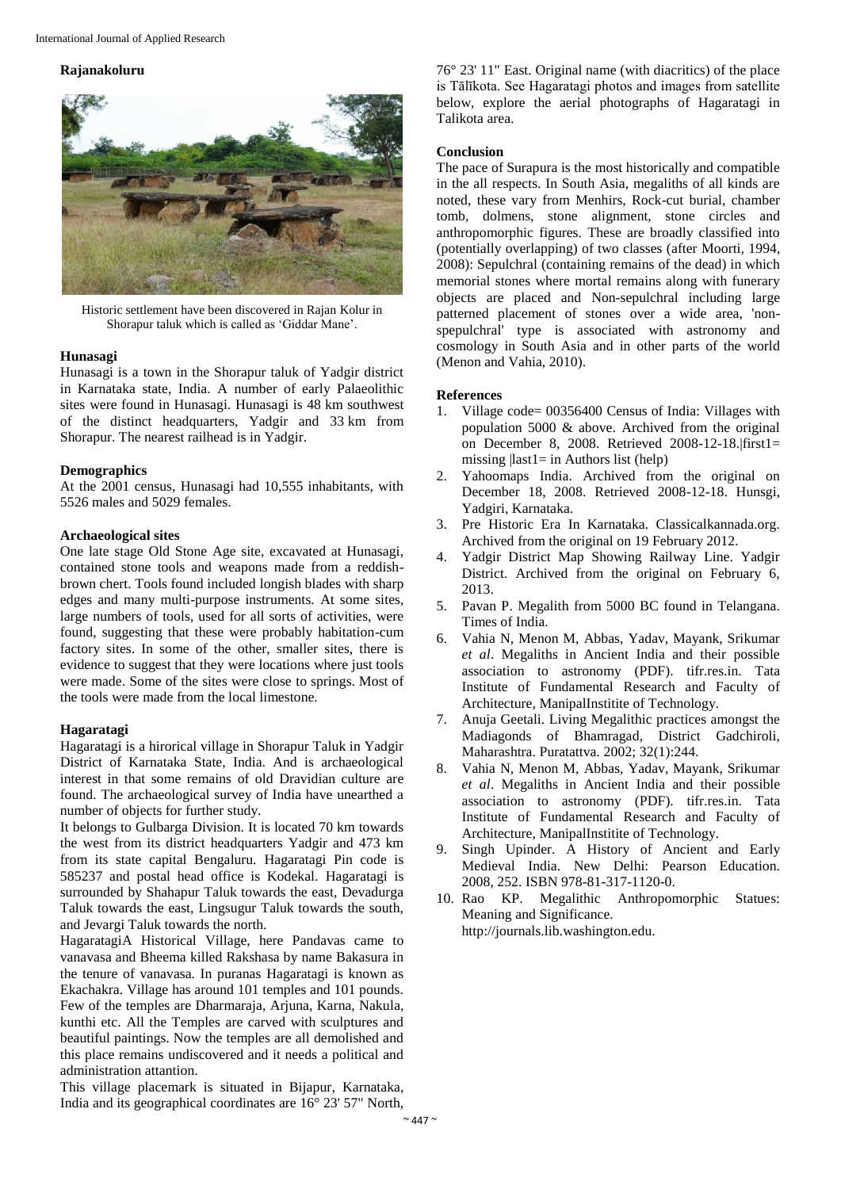### Rajanakoluru

Historic settlement have been discovered in Rajan Kolur in Shorapur taluk which is called as 'Giddar Mane'.

### Hunasagi

Hunasagi is a town in the Shorapur taluk of Yadgir district in Karnataka state, India. A number of early Palaeolithic sites were found in Hunasagi. Hunasagi is 48 km southwest of the distinct headquarters, Yadgir and 33 km from Shorapur. The nearest railhead is in Yadgir.

### Demographics

At the 2001 census, Hunasagi had 10,555 inhabitants, with 5526 males and 5029 females.

### Archaeological sites

One late stage Old Stone Age site, excavated at Hunasagi, contained stone tools and weapons made from a reddish-brown chert. Tools found included longish blades with sharp edges and many multi-purpose instruments. At some sites, large numbers of tools, used for all sorts of activities, were found, suggesting that these were probably habitation-cum factory sites. In some of the other, smaller sites, there is evidence to suggest that they were locations where just tools were made. Some of the sites were close to springs. Most of the tools were made from the local limestone.

### Hagaratagi

Hagaratagi is a hirorical village in Shorapur Taluk in Yadgir District of Karnataka State, India. And is archaeological interest in that some remains of old Dravidian culture are found. The archaeological survey of India have unearthed a number of objects for further study.

It belongs to Gulbarga Division. It is located 70 km towards the west from its district headquarters Yadgir and 473 km from its state capital Bengaluru. Hagaratagi Pin code is 585237 and postal head office is Kodekal. Hagaratagi is surrounded by Shahapur Taluk towards the east, Devadurga Taluk towards the east, Lingsugur Taluk towards the south, and Jevargi Taluk towards the north.

HagaratagiA Historical Village, here Pandavas came to vanavasa and Bheema killed Rakshasa by name Bakasura in the tenure of vanavasa. In puranas Hagaratagi is known as Ekachakra. Village has around 101 temples and 101 pounds. Few of the temples are Dharmaraja, Arjuna, Karna, Nakula, kunthi etc. All the Temples are carved with sculptures and beautiful paintings. Now the temples are all demolished and this place remains undiscovered and it needs a political and administration attantion.

This village placemark is situated in Bijapur, Karnataka, India and its geographical coordinates are 16° 23' 57" North, 76° 23' 11" East. Original name (with diacritics) of the place is Tālīkota. See Hagaratagi photos and images from satellite below, explore the aerial photographs of Hagaratagi in Talikota area.

### Conclusion

The pace of Surapura is the most historically and compatible in the all respects. In South Asia, megaliths of all kinds are noted, these vary from Menhirs, Rock-cut burial, chamber tomb, dolmens, stone alignment, stone circles and anthropomorphic figures. These are broadly classified into (potentially overlapping) of two classes (after Moorti, 1994, 2008): Sepulchral (containing remains of the dead) in which memorial stones where mortal remains along with funerary objects are placed and Non-sepulchral including large patterned placement of stones over a wide area, 'non-spepulchral' type is associated with astronomy and cosmology in South Asia and in other parts of the world (Menon and Vahia, 2010).

### References

1. Village code= 00356400 Census of India: Villages with population 5000 & above. Archived from the original on December 8, 2008. Retrieved 2008-12-18.|first1= missing |last1= in Authors list (help)
2. Yahoomaps India. Archived from the original on December 18, 2008. Retrieved 2008-12-18. Hunsgi, Yadgiri, Karnataka.
3. Pre Historic Era In Karnataka. Classicalkannada.org. Archived from the original on 19 February 2012.
4. Yadgir District Map Showing Railway Line. Yadgir District. Archived from the original on February 6, 2013.
5. Pavan P. Megalith from 5000 BC found in Telangana. Times of India.
6. Vahia N, Menon M, Abbas, Yadav, Mayank, Srikumar *et al*. Megaliths in Ancient India and their possible association to astronomy (PDF). tifr.res.in. Tata Institute of Fundamental Research and Faculty of Architecture, ManipalInstitite of Technology.
7. Anuja Geetali. Living Megalithic practices amongst the Madiagonds of Bhamragad, District Gadchiroli, Maharashtra. Puratattva. 2002; 32(1):244.
8. Vahia N, Menon M, Abbas, Yadav, Mayank, Srikumar *et al*. Megaliths in Ancient India and their possible association to astronomy (PDF). tifr.res.in. Tata Institute of Fundamental Research and Faculty of Architecture, ManipalInstitite of Technology.
9. Singh Upinder. A History of Ancient and Early Medieval India. New Delhi: Pearson Education. 2008, 252. ISBN 978-81-317-1120-0.
10. Rao KP. Megalithic Anthropomorphic Statues: Meaning and Significance. http://journals.lib.washington.edu.